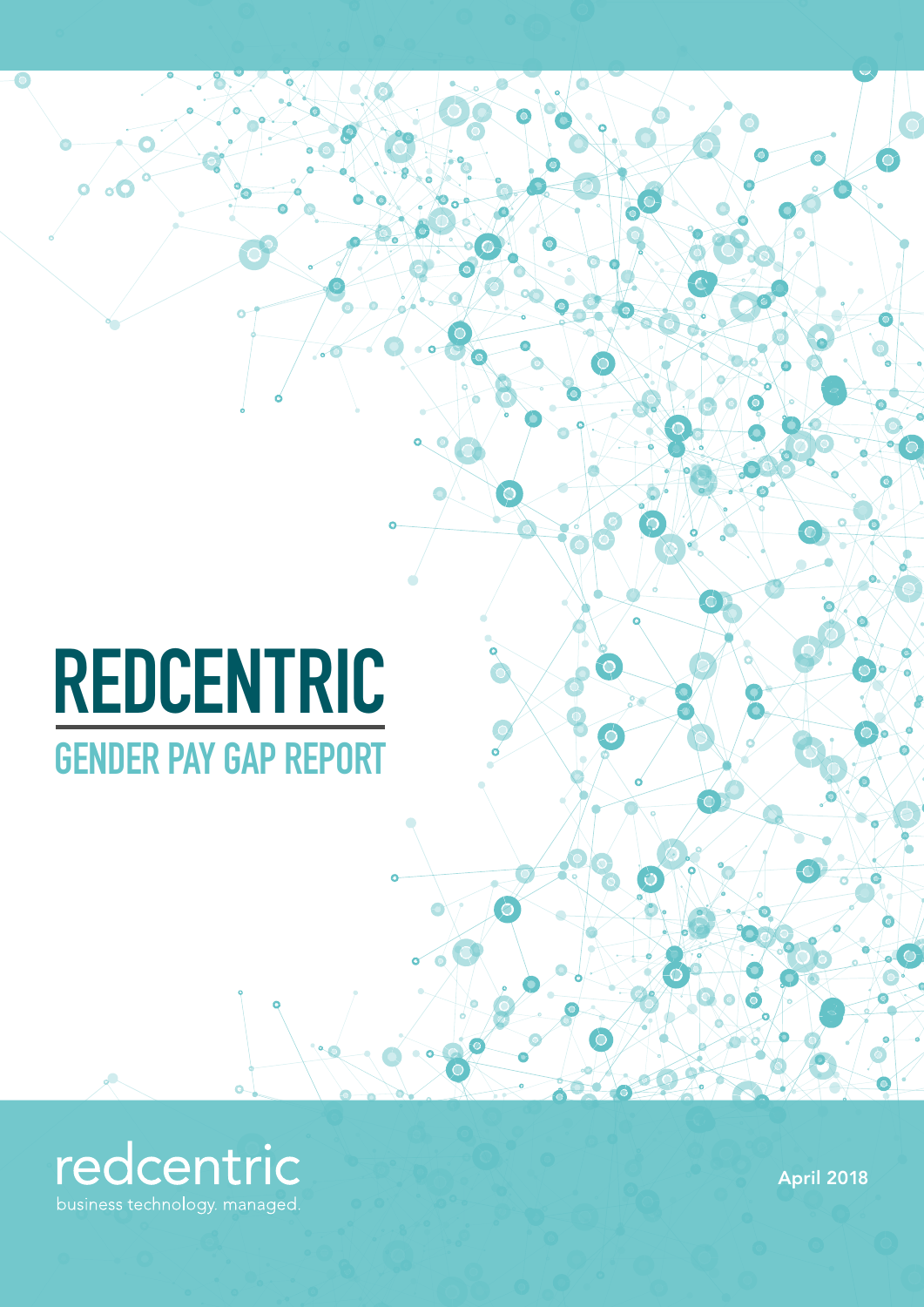# REDCENTRIC

## GENDER PAY GAP REPORT

redcentric

business technology. managed.

April 2018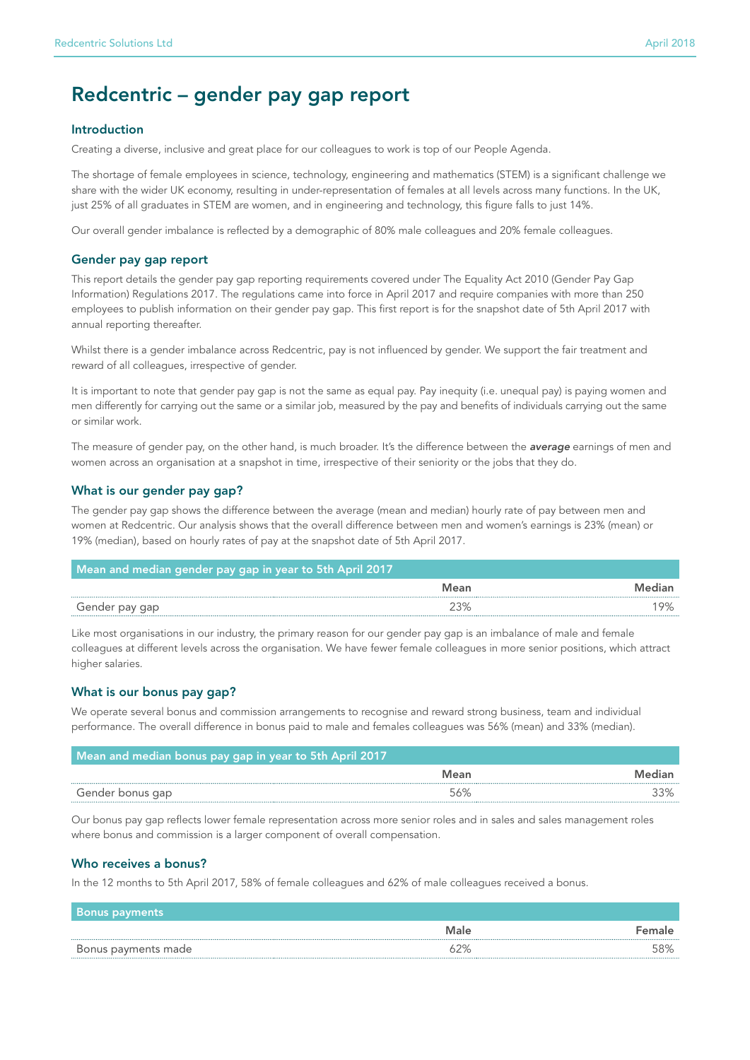# Redcentric – gender pay gap report

## Introduction

Creating a diverse, inclusive and great place for our colleagues to work is top of our People Agenda.

The shortage of female employees in science, technology, engineering and mathematics (STEM) is a significant challenge we share with the wider UK economy, resulting in under-representation of females at all levels across many functions. In the UK, just 25% of all graduates in STEM are women, and in engineering and technology, this figure falls to just 14%.

Our overall gender imbalance is reflected by a demographic of 80% male colleagues and 20% female colleagues.

## Gender pay gap report

This report details the gender pay gap reporting requirements covered under The Equality Act 2010 (Gender Pay Gap Information) Regulations 2017. The regulations came into force in April 2017 and require companies with more than 250 employees to publish information on their gender pay gap. This first report is for the snapshot date of 5th April 2017 with annual reporting thereafter.

Whilst there is a gender imbalance across Redcentric, pay is not influenced by gender. We support the fair treatment and reward of all colleagues, irrespective of gender.

It is important to note that gender pay gap is not the same as equal pay. Pay inequity (i.e. unequal pay) is paying women and men differently for carrying out the same or a similar job, measured by the pay and benefits of individuals carrying out the same or similar work.

The measure of gender pay, on the other hand, is much broader. It's the difference between the ***average*** earnings of men and women across an organisation at a snapshot in time, irrespective of their seniority or the jobs that they do.

## What is our gender pay gap?

The gender pay gap shows the difference between the average (mean and median) hourly rate of pay between men and women at Redcentric. Our analysis shows that the overall difference between men and women's earnings is 23% (mean) or 19% (median), based on hourly rates of pay at the snapshot date of 5th April 2017.

| Mean and median gender pay gap in year to 5th April 2017 | Mean | Median |
|---|---|---|
| Gender pay gap | 23% | 19% |

Like most organisations in our industry, the primary reason for our gender pay gap is an imbalance of male and female colleagues at different levels across the organisation. We have fewer female colleagues in more senior positions, which attract higher salaries.

## What is our bonus pay gap?

We operate several bonus and commission arrangements to recognise and reward strong business, team and individual performance. The overall difference in bonus paid to male and females colleagues was 56% (mean) and 33% (median).

| Mean and median bonus pay gap in year to 5th April 2017 | Mean | Median |
|---|---|---|
| Gender bonus gap | 56% | 33% |

Our bonus pay gap reflects lower female representation across more senior roles and in sales and sales management roles where bonus and commission is a larger component of overall compensation.

## Who receives a bonus?

In the 12 months to 5th April 2017, 58% of female colleagues and 62% of male colleagues received a bonus.

| Bonus payments | Male | Female |
|---|---|---|
| Bonus payments made | 62% | 58% |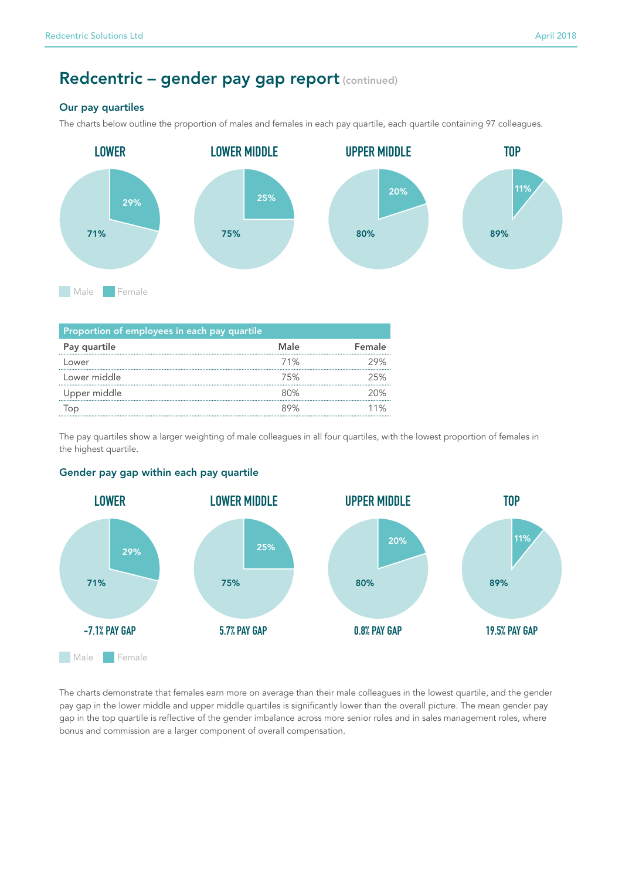# Redcentric – gender pay gap report (continued)

## Our pay quartiles

The charts below outline the proportion of males and females in each pay quartile, each quartile containing 97 colleagues.

LOWER — 71% / 29%

LOWER MIDDLE — 75% / 25%

UPPER MIDDLE — 80% / 20%

TOP — 89% / 11%

Male Female

| Proportion of employees in each pay quartile | | |
|---|---|---|
| **Pay quartile** | **Male** | **Female** |
| Lower | 71% | 29% |
| Lower middle | 75% | 25% |
| Upper middle | 80% | 20% |
| Top | 89% | 11% |

The pay quartiles show a larger weighting of male colleagues in all four quartiles, with the lowest proportion of females in the highest quartile.

## Gender pay gap within each pay quartile

LOWER — 71% / 29% — -7.1% PAY GAP

LOWER MIDDLE — 75% / 25% — 5.7% PAY GAP

UPPER MIDDLE — 80% / 20% — 0.8% PAY GAP

TOP — 89% / 11% — 19.5% PAY GAP

Male Female

The charts demonstrate that females earn more on average than their male colleagues in the lowest quartile, and the gender pay gap in the lower middle and upper middle quartiles is significantly lower than the overall picture. The mean gender pay gap in the top quartile is reflective of the gender imbalance across more senior roles and in sales management roles, where bonus and commission are a larger component of overall compensation.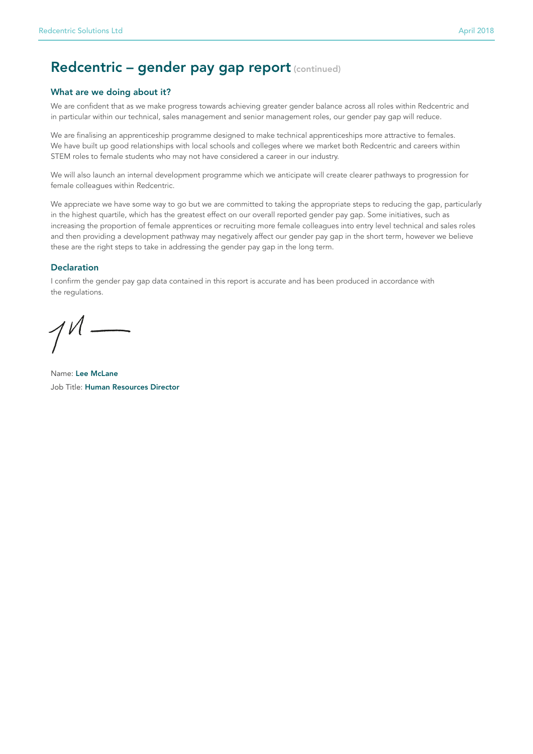# Redcentric – gender pay gap report (continued)

## What are we doing about it?

We are confident that as we make progress towards achieving greater gender balance across all roles within Redcentric and in particular within our technical, sales management and senior management roles, our gender pay gap will reduce.

We are finalising an apprenticeship programme designed to make technical apprenticeships more attractive to females. We have built up good relationships with local schools and colleges where we market both Redcentric and careers within STEM roles to female students who may not have considered a career in our industry.

We will also launch an internal development programme which we anticipate will create clearer pathways to progression for female colleagues within Redcentric.

We appreciate we have some way to go but we are committed to taking the appropriate steps to reducing the gap, particularly in the highest quartile, which has the greatest effect on our overall reported gender pay gap. Some initiatives, such as increasing the proportion of female apprentices or recruiting more female colleagues into entry level technical and sales roles and then providing a development pathway may negatively affect our gender pay gap in the short term, however we believe these are the right steps to take in addressing the gender pay gap in the long term.

## Declaration

I confirm the gender pay gap data contained in this report is accurate and has been produced in accordance with the regulations.

Name: **Lee McLane**
Job Title: **Human Resources Director**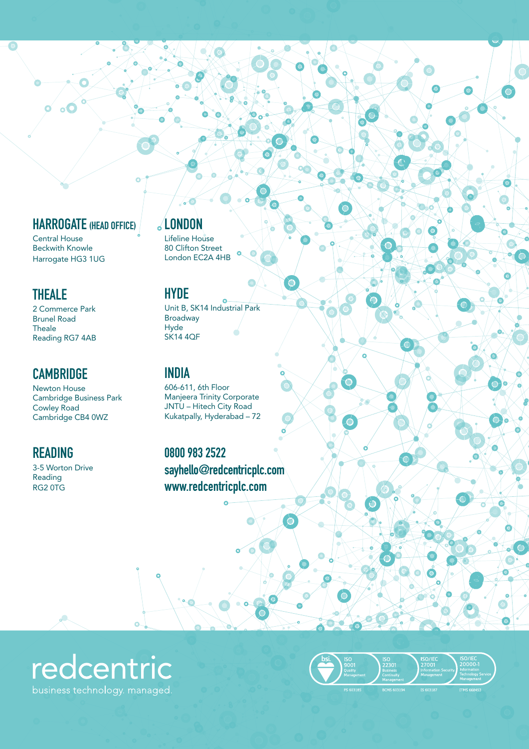## HARROGATE (HEAD OFFICE)

Central House
Beckwith Knowle
Harrogate HG3 1UG

## LONDON

Lifeline House
80 Clifton Street
London EC2A 4HB

## THEALE

2 Commerce Park
Brunel Road
Theale
Reading RG7 4AB

## HYDE

Unit B, SK14 Industrial Park
Broadway
Hyde
SK14 4QF

## CAMBRIDGE

Newton House
Cambridge Business Park
Cowley Road
Cambridge CB4 0WZ

## INDIA

606-611, 6th Floor
Manjeera Trinity Corporate
JNTU – Hitech City Road
Kukatpally, Hyderabad – 72

## READING

3-5 Worton Drive
Reading
RG2 0TG

**0800 983 2522**
**sayhello@redcentricplc.com**
**www.redcentricplc.com**

redcentric
business technology. managed.

bsi.
ISO 9001 Quality Management — FS 603185
ISO 22301 Business Continuity Management — BCMS 603194
ISO/IEC 27001 Information Security Management — IS 603187
ISO/IEC 20000-1 Information Technology Service Management — ITMS 668453